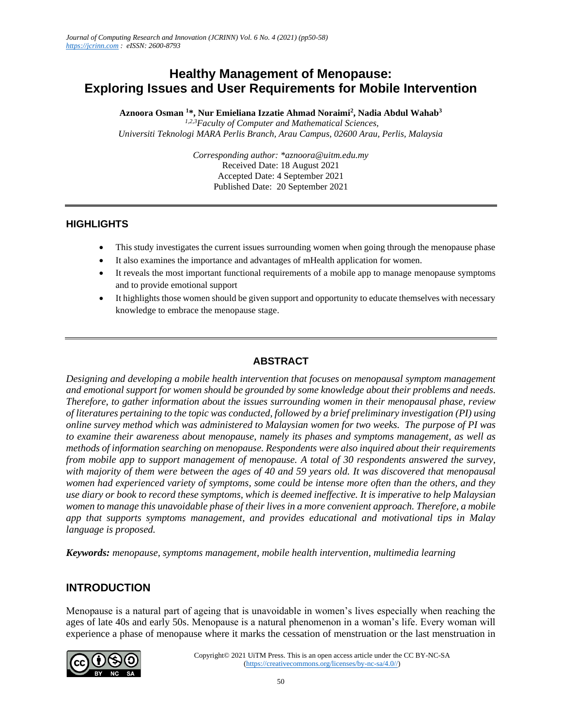# Healthy Management of Menopause: Exploring Issues and User Requirements for Mobile Intervention

**Aznoora Osman [1]\*, Nur Emieliana Izzatie Ahmad Noraimi[2], Nadia Abdul Wahab[3]**

[1,2,3]*Faculty of Computer and Mathematical Sciences, Universiti Teknologi MARA Perlis Branch, Arau Campus, 02600 Arau, Perlis, Malaysia*

*Corresponding author: \*aznoora@uitm.edu.my*
Received Date: 18 August 2021
Accepted Date: 4 September 2021
Published Date: 20 September 2021

## HIGHLIGHTS

- This study investigates the current issues surrounding women when going through the menopause phase
- It also examines the importance and advantages of mHealth application for women.
- It reveals the most important functional requirements of a mobile app to manage menopause symptoms and to provide emotional support
- It highlights those women should be given support and opportunity to educate themselves with necessary knowledge to embrace the menopause stage.

## ABSTRACT

*Designing and developing a mobile health intervention that focuses on menopausal symptom management and emotional support for women should be grounded by some knowledge about their problems and needs. Therefore, to gather information about the issues surrounding women in their menopausal phase, review of literatures pertaining to the topic was conducted, followed by a brief preliminary investigation (PI) using online survey method which was administered to Malaysian women for two weeks. The purpose of PI was to examine their awareness about menopause, namely its phases and symptoms management, as well as methods of information searching on menopause. Respondents were also inquired about their requirements from mobile app to support management of menopause. A total of 30 respondents answered the survey, with majority of them were between the ages of 40 and 59 years old. It was discovered that menopausal women had experienced variety of symptoms, some could be intense more often than the others, and they use diary or book to record these symptoms, which is deemed ineffective. It is imperative to help Malaysian women to manage this unavoidable phase of their lives in a more convenient approach. Therefore, a mobile app that supports symptoms management, and provides educational and motivational tips in Malay language is proposed.*

***Keywords:*** *menopause, symptoms management, mobile health intervention, multimedia learning*

## INTRODUCTION

Menopause is a natural part of ageing that is unavoidable in women's lives especially when reaching the ages of late 40s and early 50s. Menopause is a natural phenomenon in a woman's life. Every woman will experience a phase of menopause where it marks the cessation of menstruation or the last menstruation in

Copyright© 2021 UiTM Press. This is an open access article under the CC BY-NC-SA (https://creativecommons.org/licenses/by-nc-sa/4.0//)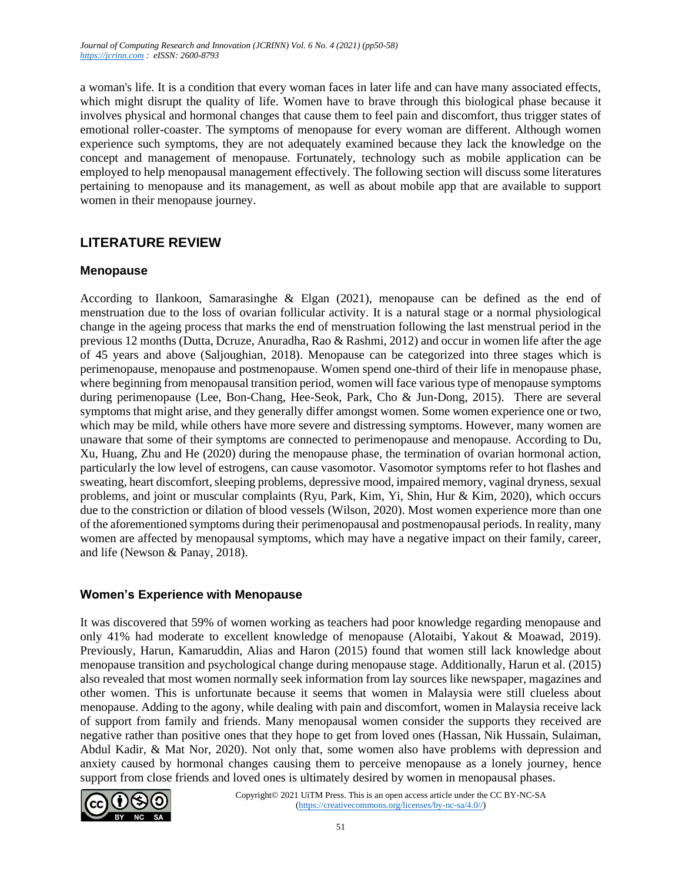a woman's life. It is a condition that every woman faces in later life and can have many associated effects, which might disrupt the quality of life. Women have to brave through this biological phase because it involves physical and hormonal changes that cause them to feel pain and discomfort, thus trigger states of emotional roller-coaster. The symptoms of menopause for every woman are different. Although women experience such symptoms, they are not adequately examined because they lack the knowledge on the concept and management of menopause. Fortunately, technology such as mobile application can be employed to help menopausal management effectively. The following section will discuss some literatures pertaining to menopause and its management, as well as about mobile app that are available to support women in their menopause journey.

## LITERATURE REVIEW

### Menopause

According to Ilankoon, Samarasinghe & Elgan (2021), menopause can be defined as the end of menstruation due to the loss of ovarian follicular activity. It is a natural stage or a normal physiological change in the ageing process that marks the end of menstruation following the last menstrual period in the previous 12 months (Dutta, Dcruze, Anuradha, Rao & Rashmi, 2012) and occur in women life after the age of 45 years and above (Saljoughian, 2018). Menopause can be categorized into three stages which is perimenopause, menopause and postmenopause. Women spend one-third of their life in menopause phase, where beginning from menopausal transition period, women will face various type of menopause symptoms during perimenopause (Lee, Bon-Chang, Hee-Seok, Park, Cho & Jun-Dong, 2015). There are several symptoms that might arise, and they generally differ amongst women. Some women experience one or two, which may be mild, while others have more severe and distressing symptoms. However, many women are unaware that some of their symptoms are connected to perimenopause and menopause. According to Du, Xu, Huang, Zhu and He (2020) during the menopause phase, the termination of ovarian hormonal action, particularly the low level of estrogens, can cause vasomotor. Vasomotor symptoms refer to hot flashes and sweating, heart discomfort, sleeping problems, depressive mood, impaired memory, vaginal dryness, sexual problems, and joint or muscular complaints (Ryu, Park, Kim, Yi, Shin, Hur & Kim, 2020), which occurs due to the constriction or dilation of blood vessels (Wilson, 2020). Most women experience more than one of the aforementioned symptoms during their perimenopausal and postmenopausal periods. In reality, many women are affected by menopausal symptoms, which may have a negative impact on their family, career, and life (Newson & Panay, 2018).

### Women's Experience with Menopause

It was discovered that 59% of women working as teachers had poor knowledge regarding menopause and only 41% had moderate to excellent knowledge of menopause (Alotaibi, Yakout & Moawad, 2019). Previously, Harun, Kamaruddin, Alias and Haron (2015) found that women still lack knowledge about menopause transition and psychological change during menopause stage. Additionally, Harun et al. (2015) also revealed that most women normally seek information from lay sources like newspaper, magazines and other women. This is unfortunate because it seems that women in Malaysia were still clueless about menopause. Adding to the agony, while dealing with pain and discomfort, women in Malaysia receive lack of support from family and friends. Many menopausal women consider the supports they received are negative rather than positive ones that they hope to get from loved ones (Hassan, Nik Hussain, Sulaiman, Abdul Kadir, & Mat Nor, 2020). Not only that, some women also have problems with depression and anxiety caused by hormonal changes causing them to perceive menopause as a lonely journey, hence support from close friends and loved ones is ultimately desired by women in menopausal phases.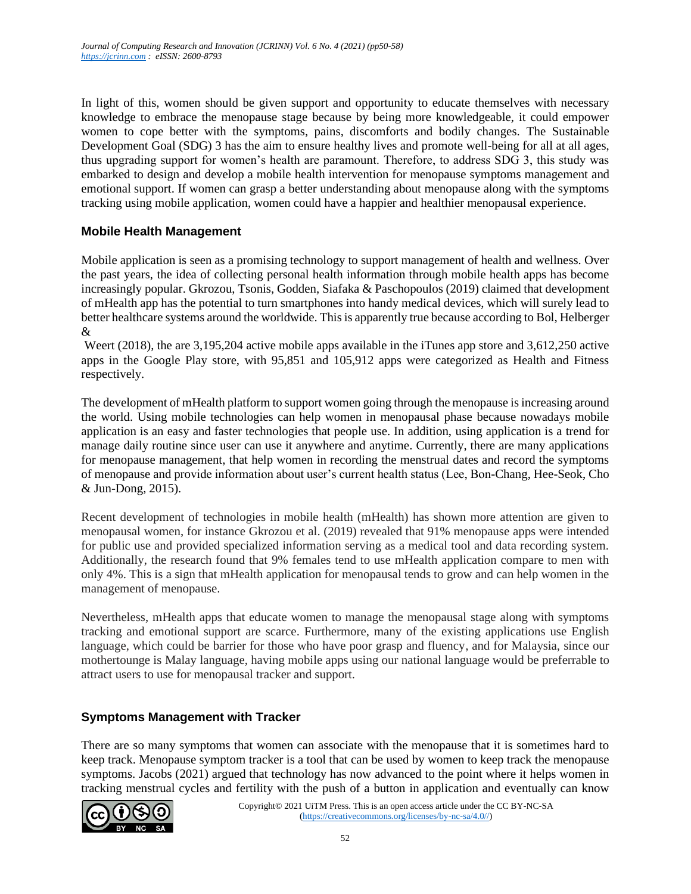In light of this, women should be given support and opportunity to educate themselves with necessary knowledge to embrace the menopause stage because by being more knowledgeable, it could empower women to cope better with the symptoms, pains, discomforts and bodily changes. The Sustainable Development Goal (SDG) 3 has the aim to ensure healthy lives and promote well-being for all at all ages, thus upgrading support for women's health are paramount. Therefore, to address SDG 3, this study was embarked to design and develop a mobile health intervention for menopause symptoms management and emotional support. If women can grasp a better understanding about menopause along with the symptoms tracking using mobile application, women could have a happier and healthier menopausal experience.

### Mobile Health Management

Mobile application is seen as a promising technology to support management of health and wellness. Over the past years, the idea of collecting personal health information through mobile health apps has become increasingly popular. Gkrozou, Tsonis, Godden, Siafaka & Paschopoulos (2019) claimed that development of mHealth app has the potential to turn smartphones into handy medical devices, which will surely lead to better healthcare systems around the worldwide. This is apparently true because according to Bol, Helberger & Weert (2018), the are 3,195,204 active mobile apps available in the iTunes app store and 3,612,250 active apps in the Google Play store, with 95,851 and 105,912 apps were categorized as Health and Fitness respectively.

The development of mHealth platform to support women going through the menopause is increasing around the world. Using mobile technologies can help women in menopausal phase because nowadays mobile application is an easy and faster technologies that people use. In addition, using application is a trend for manage daily routine since user can use it anywhere and anytime. Currently, there are many applications for menopause management, that help women in recording the menstrual dates and record the symptoms of menopause and provide information about user's current health status (Lee, Bon-Chang, Hee-Seok, Cho & Jun-Dong, 2015).

Recent development of technologies in mobile health (mHealth) has shown more attention are given to menopausal women, for instance Gkrozou et al. (2019) revealed that 91% menopause apps were intended for public use and provided specialized information serving as a medical tool and data recording system. Additionally, the research found that 9% females tend to use mHealth application compare to men with only 4%. This is a sign that mHealth application for menopausal tends to grow and can help women in the management of menopause.

Nevertheless, mHealth apps that educate women to manage the menopausal stage along with symptoms tracking and emotional support are scarce. Furthermore, many of the existing applications use English language, which could be barrier for those who have poor grasp and fluency, and for Malaysia, since our mothertounge is Malay language, having mobile apps using our national language would be preferrable to attract users to use for menopausal tracker and support.

### Symptoms Management with Tracker

There are so many symptoms that women can associate with the menopause that it is sometimes hard to keep track. Menopause symptom tracker is a tool that can be used by women to keep track the menopause symptoms. Jacobs (2021) argued that technology has now advanced to the point where it helps women in tracking menstrual cycles and fertility with the push of a button in application and eventually can know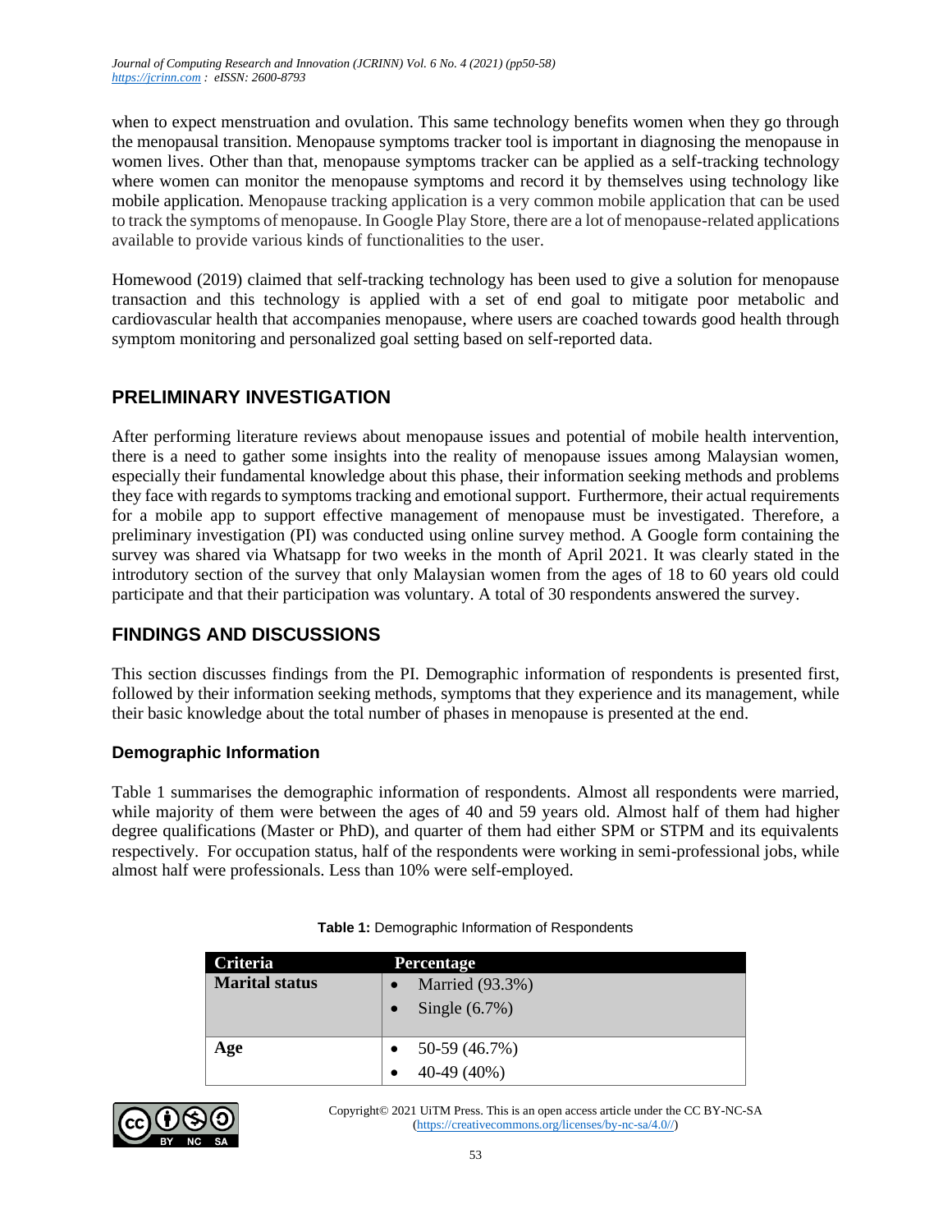when to expect menstruation and ovulation. This same technology benefits women when they go through the menopausal transition. Menopause symptoms tracker tool is important in diagnosing the menopause in women lives. Other than that, menopause symptoms tracker can be applied as a self-tracking technology where women can monitor the menopause symptoms and record it by themselves using technology like mobile application. Menopause tracking application is a very common mobile application that can be used to track the symptoms of menopause. In Google Play Store, there are a lot of menopause-related applications available to provide various kinds of functionalities to the user.

Homewood (2019) claimed that self-tracking technology has been used to give a solution for menopause transaction and this technology is applied with a set of end goal to mitigate poor metabolic and cardiovascular health that accompanies menopause, where users are coached towards good health through symptom monitoring and personalized goal setting based on self-reported data.

## PRELIMINARY INVESTIGATION

After performing literature reviews about menopause issues and potential of mobile health intervention, there is a need to gather some insights into the reality of menopause issues among Malaysian women, especially their fundamental knowledge about this phase, their information seeking methods and problems they face with regards to symptoms tracking and emotional support. Furthermore, their actual requirements for a mobile app to support effective management of menopause must be investigated. Therefore, a preliminary investigation (PI) was conducted using online survey method. A Google form containing the survey was shared via Whatsapp for two weeks in the month of April 2021. It was clearly stated in the introductory section of the survey that only Malaysian women from the ages of 18 to 60 years old could participate and that their participation was voluntary. A total of 30 respondents answered the survey.

## FINDINGS AND DISCUSSIONS

This section discusses findings from the PI. Demographic information of respondents is presented first, followed by their information seeking methods, symptoms that they experience and its management, while their basic knowledge about the total number of phases in menopause is presented at the end.

### Demographic Information

Table 1 summarises the demographic information of respondents. Almost all respondents were married, while majority of them were between the ages of 40 and 59 years old. Almost half of them had higher degree qualifications (Master or PhD), and quarter of them had either SPM or STPM and its equivalents respectively. For occupation status, half of the respondents were working in semi-professional jobs, while almost half were professionals. Less than 10% were self-employed.

**Table 1:** Demographic Information of Respondents

| Criteria | Percentage |
|---|---|
| **Marital status** | • Married (93.3%)<br>• Single (6.7%) |
| **Age** | • 50-59 (46.7%)<br>• 40-49 (40%) |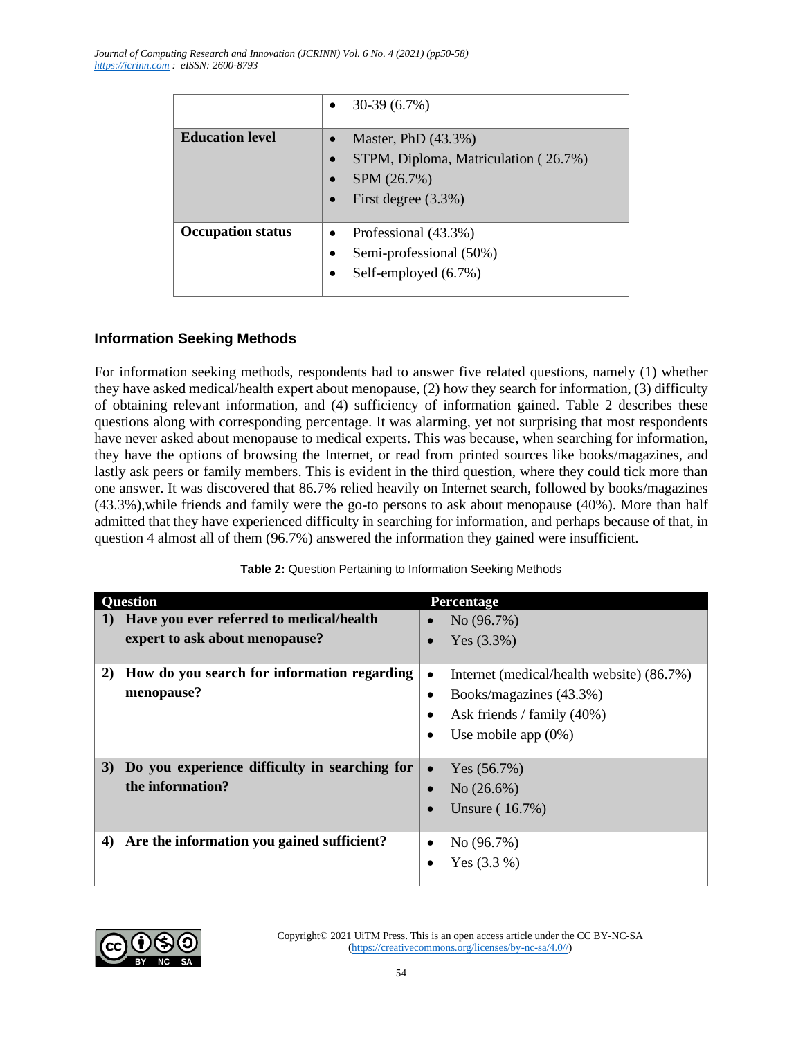| | |
|---|---|
| | • 30-39 (6.7%) |
| **Education level** | • Master, PhD (43.3%)<br>• STPM, Diploma, Matriculation ( 26.7%)<br>• SPM (26.7%)<br>• First degree (3.3%) |
| **Occupation status** | • Professional (43.3%)<br>• Semi-professional (50%)<br>• Self-employed (6.7%) |

### Information Seeking Methods

For information seeking methods, respondents had to answer five related questions, namely (1) whether they have asked medical/health expert about menopause, (2) how they search for information, (3) difficulty of obtaining relevant information, and (4) sufficiency of information gained. Table 2 describes these questions along with corresponding percentage. It was alarming, yet not surprising that most respondents have never asked about menopause to medical experts. This was because, when searching for information, they have the options of browsing the Internet, or read from printed sources like books/magazines, and lastly ask peers or family members. This is evident in the third question, where they could tick more than one answer. It was discovered that 86.7% relied heavily on Internet search, followed by books/magazines (43.3%),while friends and family were the go-to persons to ask about menopause (40%). More than half admitted that they have experienced difficulty in searching for information, and perhaps because of that, in question 4 almost all of them (96.7%) answered the information they gained were insufficient.

**Table 2:** Question Pertaining to Information Seeking Methods

| Question | Percentage |
|---|---|
| **1) Have you ever referred to medical/health expert to ask about menopause?** | • No (96.7%)<br>• Yes (3.3%) |
| **2) How do you search for information regarding menopause?** | • Internet (medical/health website) (86.7%)<br>• Books/magazines (43.3%)<br>• Ask friends / family (40%)<br>• Use mobile app (0%) |
| **3) Do you experience difficulty in searching for the information?** | • Yes (56.7%)<br>• No (26.6%)<br>• Unsure ( 16.7%) |
| **4) Are the information you gained sufficient?** | • No (96.7%)<br>• Yes (3.3 %) |

Copyright© 2021 UiTM Press. This is an open access article under the CC BY-NC-SA (https://creativecommons.org/licenses/by-nc-sa/4.0//)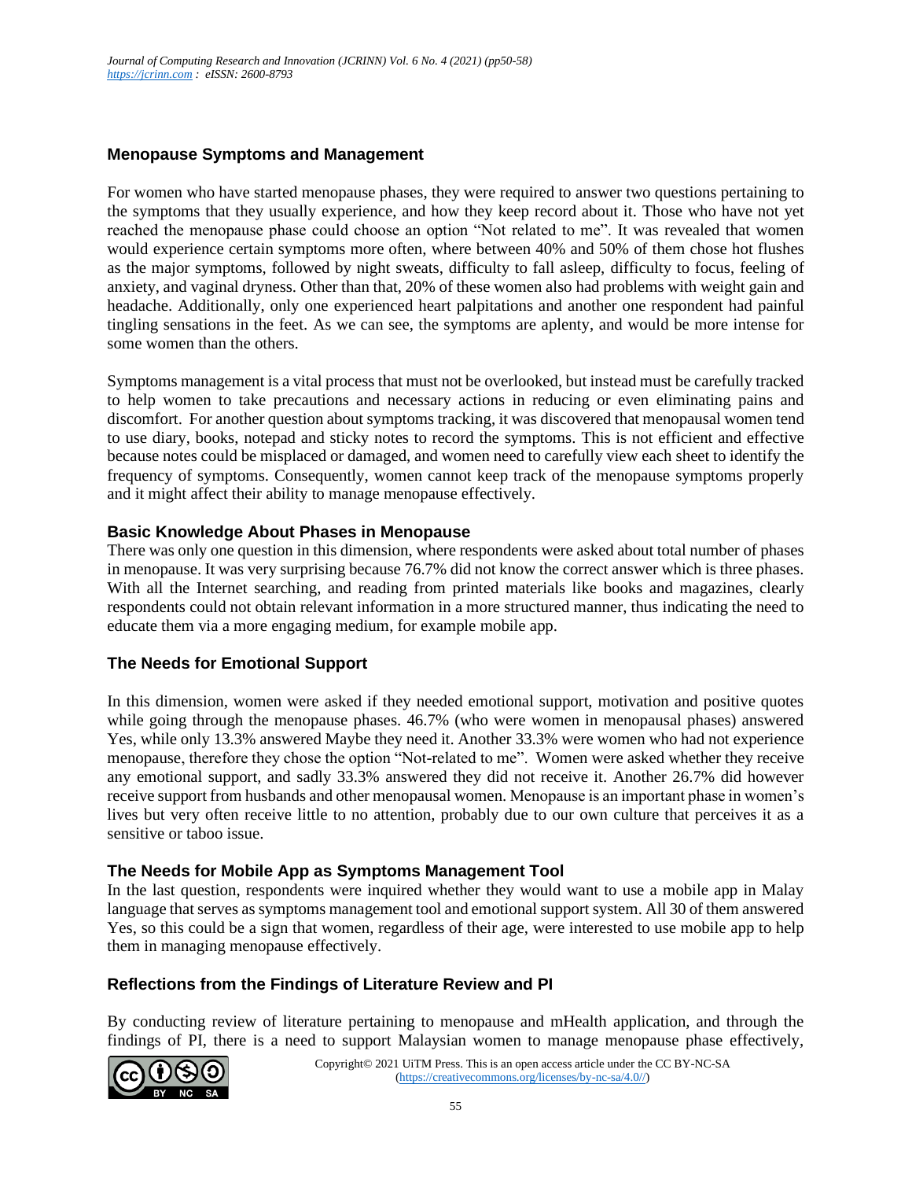### Menopause Symptoms and Management

For women who have started menopause phases, they were required to answer two questions pertaining to the symptoms that they usually experience, and how they keep record about it. Those who have not yet reached the menopause phase could choose an option "Not related to me". It was revealed that women would experience certain symptoms more often, where between 40% and 50% of them chose hot flushes as the major symptoms, followed by night sweats, difficulty to fall asleep, difficulty to focus, feeling of anxiety, and vaginal dryness. Other than that, 20% of these women also had problems with weight gain and headache. Additionally, only one experienced heart palpitations and another one respondent had painful tingling sensations in the feet. As we can see, the symptoms are aplenty, and would be more intense for some women than the others.

Symptoms management is a vital process that must not be overlooked, but instead must be carefully tracked to help women to take precautions and necessary actions in reducing or even eliminating pains and discomfort. For another question about symptoms tracking, it was discovered that menopausal women tend to use diary, books, notepad and sticky notes to record the symptoms. This is not efficient and effective because notes could be misplaced or damaged, and women need to carefully view each sheet to identify the frequency of symptoms. Consequently, women cannot keep track of the menopause symptoms properly and it might affect their ability to manage menopause effectively.

### Basic Knowledge About Phases in Menopause

There was only one question in this dimension, where respondents were asked about total number of phases in menopause. It was very surprising because 76.7% did not know the correct answer which is three phases. With all the Internet searching, and reading from printed materials like books and magazines, clearly respondents could not obtain relevant information in a more structured manner, thus indicating the need to educate them via a more engaging medium, for example mobile app.

### The Needs for Emotional Support

In this dimension, women were asked if they needed emotional support, motivation and positive quotes while going through the menopause phases. 46.7% (who were women in menopausal phases) answered Yes, while only 13.3% answered Maybe they need it. Another 33.3% were women who had not experience menopause, therefore they chose the option "Not-related to me". Women were asked whether they receive any emotional support, and sadly 33.3% answered they did not receive it. Another 26.7% did however receive support from husbands and other menopausal women. Menopause is an important phase in women's lives but very often receive little to no attention, probably due to our own culture that perceives it as a sensitive or taboo issue.

### The Needs for Mobile App as Symptoms Management Tool

In the last question, respondents were inquired whether they would want to use a mobile app in Malay language that serves as symptoms management tool and emotional support system. All 30 of them answered Yes, so this could be a sign that women, regardless of their age, were interested to use mobile app to help them in managing menopause effectively.

### Reflections from the Findings of Literature Review and PI

By conducting review of literature pertaining to menopause and mHealth application, and through the findings of PI, there is a need to support Malaysian women to manage menopause phase effectively,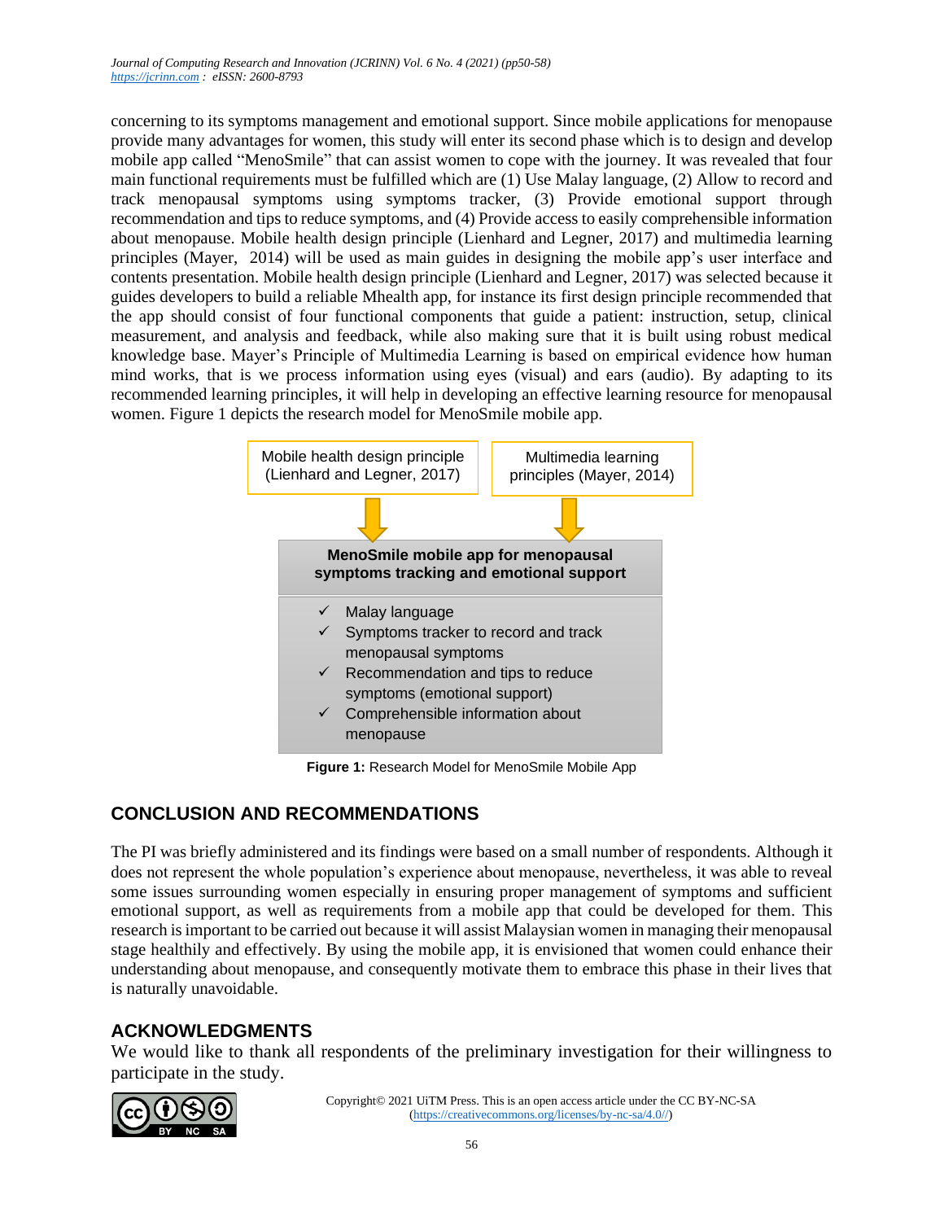concerning to its symptoms management and emotional support. Since mobile applications for menopause provide many advantages for women, this study will enter its second phase which is to design and develop mobile app called "MenoSmile" that can assist women to cope with the journey. It was revealed that four main functional requirements must be fulfilled which are (1) Use Malay language, (2) Allow to record and track menopausal symptoms using symptoms tracker, (3) Provide emotional support through recommendation and tips to reduce symptoms, and (4) Provide access to easily comprehensible information about menopause. Mobile health design principle (Lienhard and Legner, 2017) and multimedia learning principles (Mayer, 2014) will be used as main guides in designing the mobile app's user interface and contents presentation. Mobile health design principle (Lienhard and Legner, 2017) was selected because it guides developers to build a reliable Mhealth app, for instance its first design principle recommended that the app should consist of four functional components that guide a patient: instruction, setup, clinical measurement, and analysis and feedback, while also making sure that it is built using robust medical knowledge base. Mayer's Principle of Multimedia Learning is based on empirical evidence how human mind works, that is we process information using eyes (visual) and ears (audio). By adapting to its recommended learning principles, it will help in developing an effective learning resource for menopausal women. Figure 1 depicts the research model for MenoSmile mobile app.

Mobile health design principle (Lienhard and Legner, 2017)

Multimedia learning principles (Mayer, 2014)

**MenoSmile mobile app for menopausal symptoms tracking and emotional support**

- ✓ Malay language
- ✓ Symptoms tracker to record and track menopausal symptoms
- ✓ Recommendation and tips to reduce symptoms (emotional support)
- ✓ Comprehensible information about menopause

**Figure 1:** Research Model for MenoSmile Mobile App

## CONCLUSION AND RECOMMENDATIONS

The PI was briefly administered and its findings were based on a small number of respondents. Although it does not represent the whole population's experience about menopause, nevertheless, it was able to reveal some issues surrounding women especially in ensuring proper management of symptoms and sufficient emotional support, as well as requirements from a mobile app that could be developed for them. This research is important to be carried out because it will assist Malaysian women in managing their menopausal stage healthily and effectively. By using the mobile app, it is envisioned that women could enhance their understanding about menopause, and consequently motivate them to embrace this phase in their lives that is naturally unavoidable.

## ACKNOWLEDGMENTS

We would like to thank all respondents of the preliminary investigation for their willingness to participate in the study.

Copyright© 2021 UiTM Press. This is an open access article under the CC BY-NC-SA (https://creativecommons.org/licenses/by-nc-sa/4.0//)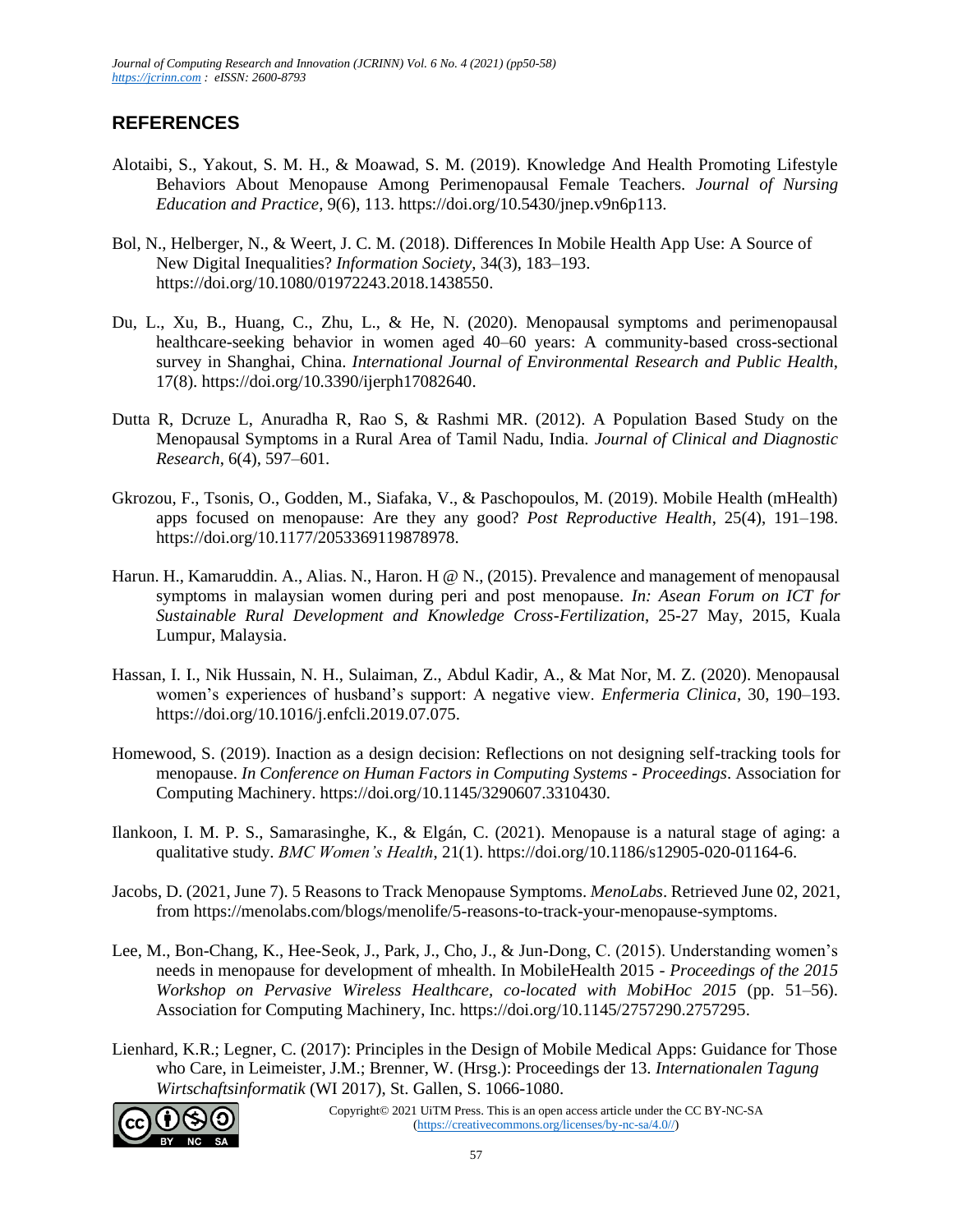## REFERENCES

Alotaibi, S., Yakout, S. M. H., & Moawad, S. M. (2019). Knowledge And Health Promoting Lifestyle Behaviors About Menopause Among Perimenopausal Female Teachers. *Journal of Nursing Education and Practice*, 9(6), 113. https://doi.org/10.5430/jnep.v9n6p113.

Bol, N., Helberger, N., & Weert, J. C. M. (2018). Differences In Mobile Health App Use: A Source of New Digital Inequalities? *Information Society*, 34(3), 183–193. https://doi.org/10.1080/01972243.2018.1438550.

Du, L., Xu, B., Huang, C., Zhu, L., & He, N. (2020). Menopausal symptoms and perimenopausal healthcare-seeking behavior in women aged 40–60 years: A community-based cross-sectional survey in Shanghai, China. *International Journal of Environmental Research and Public Health*, 17(8). https://doi.org/10.3390/ijerph17082640.

Dutta R, Dcruze L, Anuradha R, Rao S, & Rashmi MR. (2012). A Population Based Study on the Menopausal Symptoms in a Rural Area of Tamil Nadu, India. *Journal of Clinical and Diagnostic Research*, 6(4), 597–601.

Gkrozou, F., Tsonis, O., Godden, M., Siafaka, V., & Paschopoulos, M. (2019). Mobile Health (mHealth) apps focused on menopause: Are they any good? *Post Reproductive Health*, 25(4), 191–198. https://doi.org/10.1177/2053369119878978.

Harun. H., Kamaruddin. A., Alias. N., Haron. H @ N., (2015). Prevalence and management of menopausal symptoms in malaysian women during peri and post menopause. *In: Asean Forum on ICT for Sustainable Rural Development and Knowledge Cross-Fertilization*, 25-27 May, 2015, Kuala Lumpur, Malaysia.

Hassan, I. I., Nik Hussain, N. H., Sulaiman, Z., Abdul Kadir, A., & Mat Nor, M. Z. (2020). Menopausal women's experiences of husband's support: A negative view. *Enfermeria Clinica*, 30, 190–193. https://doi.org/10.1016/j.enfcli.2019.07.075.

Homewood, S. (2019). Inaction as a design decision: Reflections on not designing self-tracking tools for menopause. *In Conference on Human Factors in Computing Systems - Proceedings*. Association for Computing Machinery. https://doi.org/10.1145/3290607.3310430.

Ilankoon, I. M. P. S., Samarasinghe, K., & Elgán, C. (2021). Menopause is a natural stage of aging: a qualitative study. *BMC Women's Health*, 21(1). https://doi.org/10.1186/s12905-020-01164-6.

Jacobs, D. (2021, June 7). 5 Reasons to Track Menopause Symptoms. *MenoLabs*. Retrieved June 02, 2021, from https://menolabs.com/blogs/menolife/5-reasons-to-track-your-menopause-symptoms.

Lee, M., Bon-Chang, K., Hee-Seok, J., Park, J., Cho, J., & Jun-Dong, C. (2015). Understanding women's needs in menopause for development of mhealth. In MobileHealth 2015 - *Proceedings of the 2015 Workshop on Pervasive Wireless Healthcare, co-located with MobiHoc 2015* (pp. 51–56). Association for Computing Machinery, Inc. https://doi.org/10.1145/2757290.2757295.

Lienhard, K.R.; Legner, C. (2017): Principles in the Design of Mobile Medical Apps: Guidance for Those who Care, in Leimeister, J.M.; Brenner, W. (Hrsg.): Proceedings der 13. *Internationalen Tagung Wirtschaftsinformatik* (WI 2017), St. Gallen, S. 1066-1080.

Copyright© 2021 UiTM Press. This is an open access article under the CC BY-NC-SA (https://creativecommons.org/licenses/by-nc-sa/4.0//)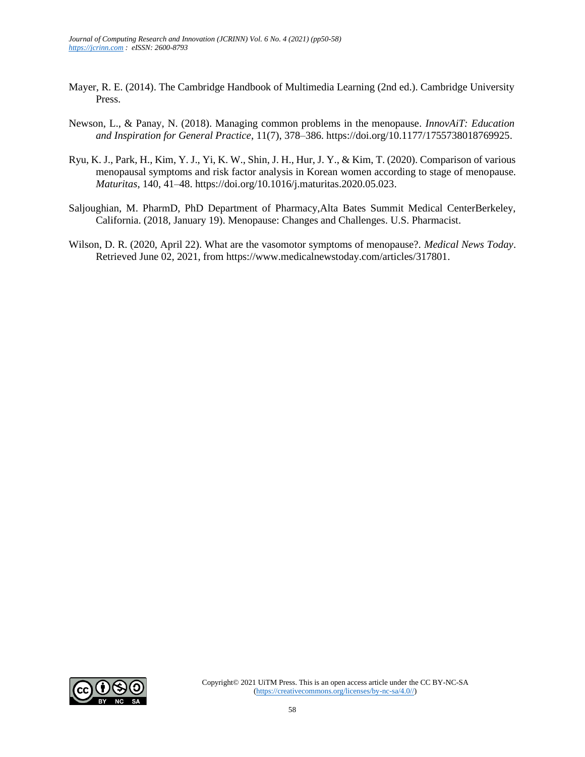Mayer, R. E. (2014). The Cambridge Handbook of Multimedia Learning (2nd ed.). Cambridge University Press.

Newson, L., & Panay, N. (2018). Managing common problems in the menopause. *InnovAiT: Education and Inspiration for General Practice*, 11(7), 378–386. https://doi.org/10.1177/1755738018769925.

Ryu, K. J., Park, H., Kim, Y. J., Yi, K. W., Shin, J. H., Hur, J. Y., & Kim, T. (2020). Comparison of various menopausal symptoms and risk factor analysis in Korean women according to stage of menopause. *Maturitas*, 140, 41–48. https://doi.org/10.1016/j.maturitas.2020.05.023.

Saljoughian, M. PharmD, PhD Department of Pharmacy,Alta Bates Summit Medical CenterBerkeley, California. (2018, January 19). Menopause: Changes and Challenges. U.S. Pharmacist.

Wilson, D. R. (2020, April 22). What are the vasomotor symptoms of menopause?. *Medical News Today*. Retrieved June 02, 2021, from https://www.medicalnewstoday.com/articles/317801.

Copyright© 2021 UiTM Press. This is an open access article under the CC BY-NC-SA (https://creativecommons.org/licenses/by-nc-sa/4.0//)